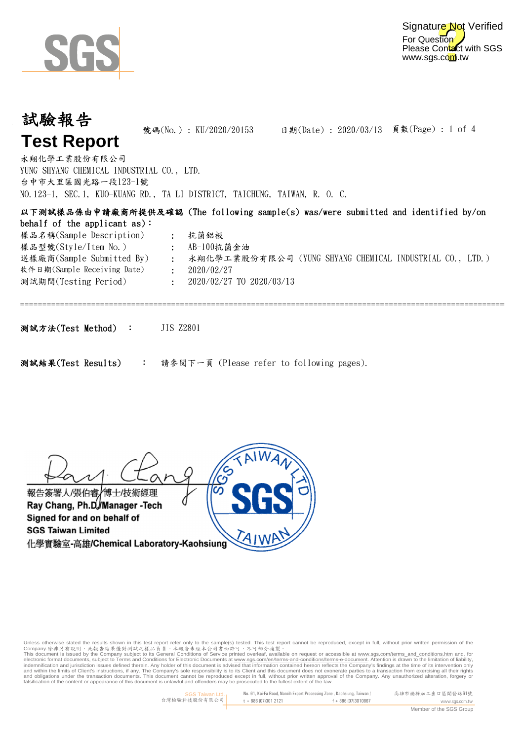# 試驗報告
# Test Report

號碼(No.) : KU/2020/20153　　日期(Date) : 2020/03/13　　頁數(Page) : 1 of 4

永翔化學工業股份有限公司
YUNG SHYANG CHEMICAL INDUSTRIAL CO., LTD.
台中市大里區國光路一段123-1號
NO.123-1, SEC.1, KUO-KUANG RD., TA LI DISTRICT, TAICHUNG, TAIWAN, R. O. C.

**以下測試樣品係由申請廠商所提供及確認 (The following sample(s) was/were submitted and identified by/on behalf of the applicant as):**

| | | |
|---|---|---|
| 樣品名稱(Sample Description) | : | 抗菌鋁板 |
| 樣品型號(Style/Item No.) | : | AB-100抗菌金油 |
| 送樣廠商(Sample Submitted By) | : | 永翔化學工業股份有限公司 (YUNG SHYANG CHEMICAL INDUSTRIAL CO., LTD.) |
| 收件日期(Sample Receiving Date) | : | 2020/02/27 |
| 測試期間(Testing Period) | : | 2020/02/27 TO 2020/03/13 |

================================================================================

**測試方法(Test Method)** : JIS Z2801

**測試結果(Test Results)** : 請參閱下一頁 (Please refer to following pages).

報告簽署人/張伯睿/博士/技術經理
**Ray Chang, Ph.D./Manager -Tech**
**Signed for and on behalf of**
**SGS Taiwan Limited**
化學實驗室-高雄/**Chemical Laboratory-Kaohsiung**

Unless otherwise stated the results shown in this test report refer only to the sample(s) tested. This test report cannot be reproduced, except in full, without prior written permission of the Company.除非另有說明，此報告結果僅對測試之樣品負責。本報告未經本公司書面許可，不可部分複製。
This document is issued by the Company subject to its General Conditions of Service printed overleaf, available on request or accessible at www.sgs.com/terms_and_conditions.htm and, for electronic format documents, subject to Terms and Conditions for Electronic Documents at www.sgs.com/en/terms-and-conditions/terms-e-document. Attention is drawn to the limitation of liability, indemnification and jurisdiction issues defined therein. Any holder of this document is advised that information contained hereon reflects the Company's findings at the time of its intervention only and within the limits of Client's instructions, if any. The Company's sole responsibility is to its Client and this document does not exonerate parties to a transaction from exercising all their rights and obligations under the transaction documents. This document cannot be reproduced except in full, without prior written approval of the Company. Any unauthorized alteration, forgery or falsification of the content or appearance of this document is unlawful and offenders may be prosecuted to the fullest extent of the law.

SGS Taiwan Ltd. 台灣檢驗科技股份有限公司 | No. 61, Kai-Fa Road, Nanzih Export Processing Zone, Kaohsiung, Taiwan / 高雄市楠梓加工出口區開發路61號 | t + 886 (07)301 2121 | f + 886 (07)3010867 | www.sgs.com.tw
Member of the SGS Group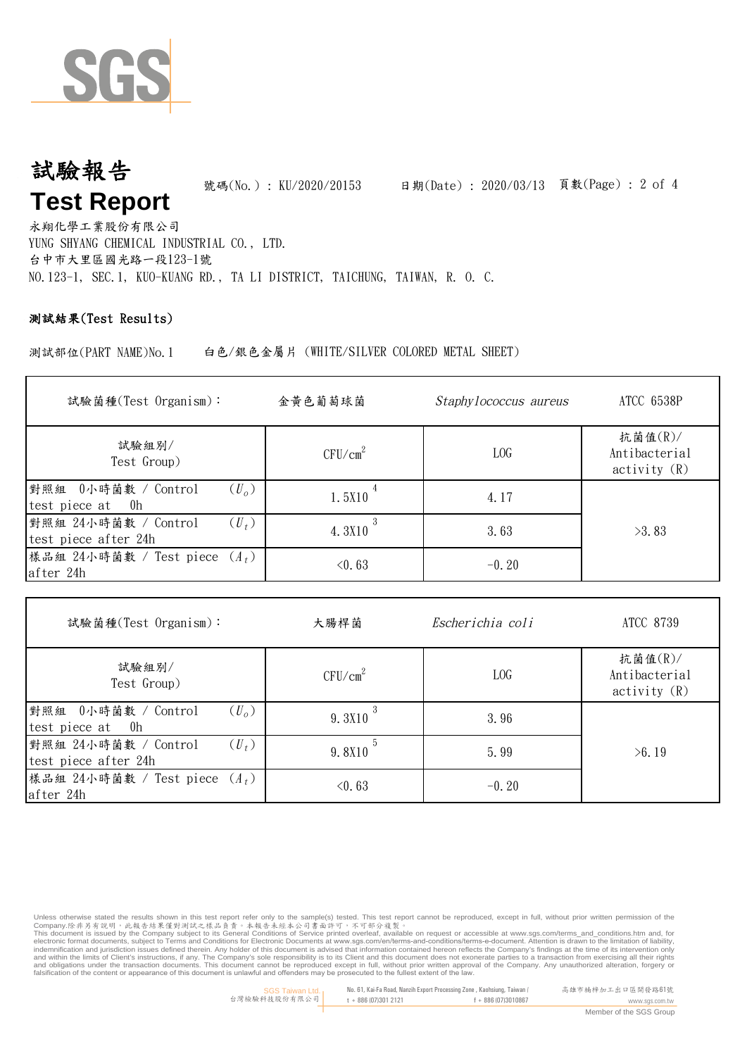# 試驗報告
# Test Report

號碼(No.) : KU/2020/20153 日期(Date) : 2020/03/13

永翔化學工業股份有限公司
YUNG SHYANG CHEMICAL INDUSTRIAL CO., LTD.
台中市大里區國光路一段123-1號
NO.123-1, SEC.1, KUO-KUANG RD., TA LI DISTRICT, TAICHUNG, TAIWAN, R. O. C.

## 測試結果(Test Results)

測試部位(PART NAME)No.1 白色/銀色金屬片 (WHITE/SILVER COLORED METAL SHEET)

| 試驗菌種(Test Organism): | 金黃色葡萄球菌 | *Staphylococcus aureus* | ATCC 6538P |
|---|---|---|---|
| 試驗組別/ Test Group) | CFU/cm$^2$ | LOG | 抗菌值(R)/ Antibacterial activity (R) |
| 對照組 0小時菌數 / Control test piece at 0h ($U_o$) | $1.5\times10^4$ | 4.17 | >3.83 |
| 對照組 24小時菌數 / Control test piece after 24h ($U_t$) | $4.3\times10^3$ | 3.63 | |
| 樣品組 24小時菌數 / Test piece after 24h ($A_t$) | <0.63 | -0.20 | |

| 試驗菌種(Test Organism): | 大腸桿菌 | *Escherichia coli* | ATCC 8739 |
|---|---|---|---|
| 試驗組別/ Test Group) | CFU/cm$^2$ | LOG | 抗菌值(R)/ Antibacterial activity (R) |
| 對照組 0小時菌數 / Control test piece at 0h ($U_o$) | $9.3\times10^3$ | 3.96 | >6.19 |
| 對照組 24小時菌數 / Control test piece after 24h ($U_t$) | $9.8\times10^5$ | 5.99 | |
| 樣品組 24小時菌數 / Test piece after 24h ($A_t$) | <0.63 | -0.20 | |

Unless otherwise stated the results shown in this test report refer only to the sample(s) tested. This test report cannot be reproduced, except in full, without prior written permission of the Company.除非另有說明，此報告結果僅對測試之樣品負責。本報告未經本公司書面許可，不可部分複製。
This document is issued by the Company subject to its General Conditions of Service printed overleaf, available on request or accessible at www.sgs.com/terms_and_conditions.htm and, for electronic format documents, subject to Terms and Conditions for Electronic Documents at www.sgs.com/en/terms-and-conditions/terms-e-document. Attention is drawn to the limitation of liability, indemnification and jurisdiction issues defined therein. Any holder of this document is advised that information contained hereon reflects the Company's findings at the time of its intervention only and within the limits of Client's instructions, if any. The Company's sole responsibility is to its Client and this document does not exonerate parties to a transaction from exercising all their rights and obligations under the transaction documents. This document cannot be reproduced except in full, without prior written approval of the Company. Any unauthorized alteration, forgery or falsification of the content or appearance of this document is unlawful and offenders may be prosecuted to the fullest extent of the law.

SGS Taiwan Ltd. 台灣檢驗科技股份有限公司 | No. 61, Kai-Fa Road, Nanzih Export Processing Zone, Kaohsiung, Taiwan / 高雄市楠梓加工出口區開發路61號 | t + 886 (07)301 2121 | f + 886 (07)3010867 | www.sgs.com.tw

Member of the SGS Group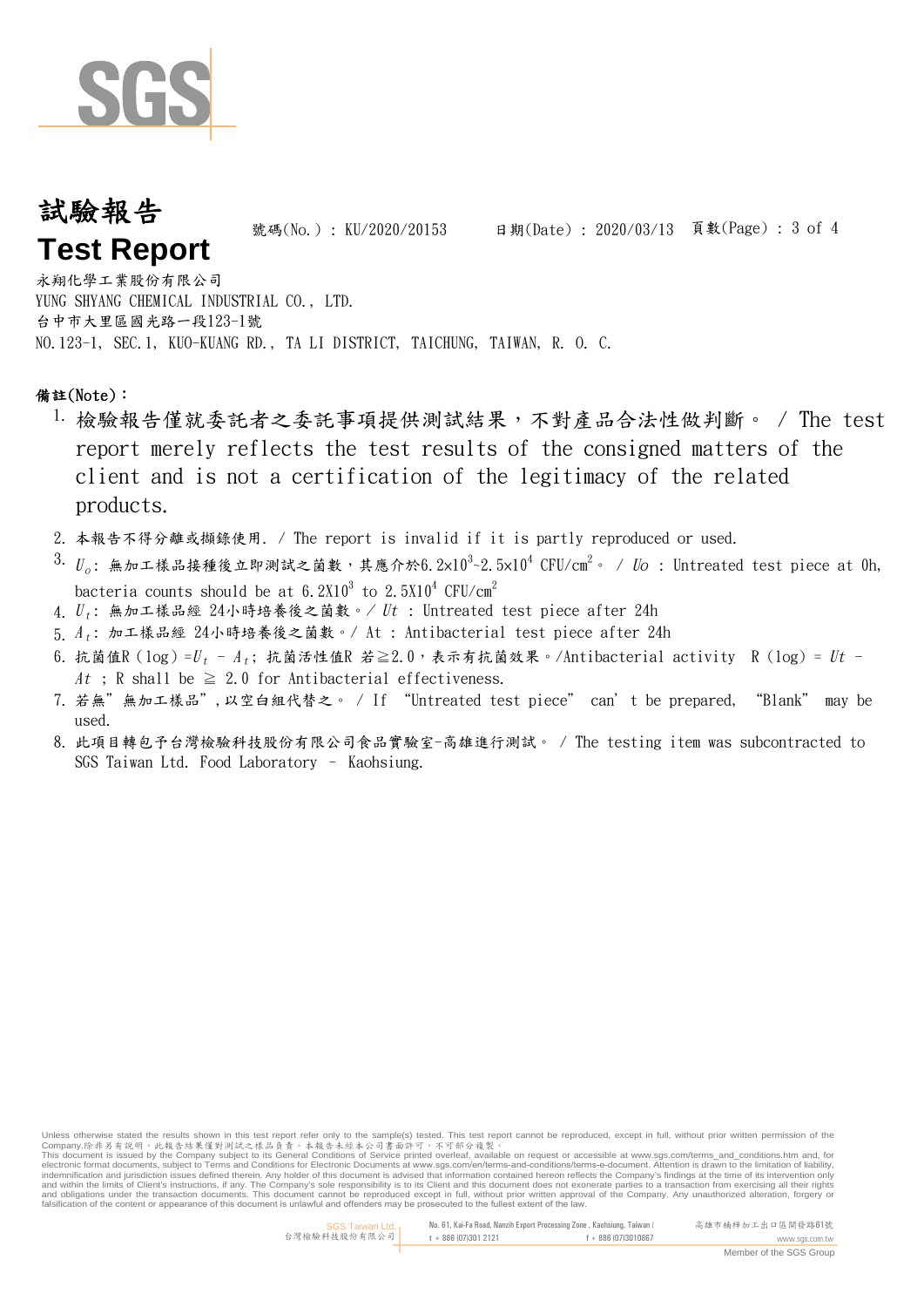# 試驗報告
# Test Report

號碼(No.) : KU/2020/20153　　日期(Date) : 2020/03/13

永翔化學工業股份有限公司
YUNG SHYANG CHEMICAL INDUSTRIAL CO., LTD.
台中市大里區國光路一段123-1號
NO.123-1, SEC.1, KUO-KUANG RD., TA LI DISTRICT, TAICHUNG, TAIWAN, R. O. C.

**備註(Note)：**

1. 檢驗報告僅就委託者之委託事項提供測試結果，不對產品合法性做判斷。 / The test report merely reflects the test results of the consigned matters of the client and is not a certification of the legitimacy of the related products.
2. 本報告不得分離或擷錄使用. / The report is invalid if it is partly reproduced or used.
3. $U_o$: 無加工樣品接種後立即測試之菌數，其應介於$6.2\times10^3$~$2.5\times10^4$ CFU/$cm^2$。 / $Uo$ : Untreated test piece at 0h, bacteria counts should be at $6.2X10^3$ to $2.5X10^4$ CFU/$cm^2$
4. $U_t$: 無加工樣品經 24小時培養後之菌數。/ $Ut$ : Untreated test piece after 24h
5. $A_t$: 加工樣品經 24小時培養後之菌數。/ At : Antibacterial test piece after 24h
6. 抗菌值R (log) =$U_t$ - $A_t$; 抗菌活性值R 若≧2.0，表示有抗菌效果。/Antibacterial activity R (log) = $Ut$ - $At$ ; R shall be ≧ 2.0 for Antibacterial effectiveness.
7. 若無"無加工樣品",以空白組代替之。 / If "Untreated test piece" can't be prepared, "Blank" may be used.
8. 此項目轉包予台灣檢驗科技股份有限公司食品實驗室-高雄進行測試。 / The testing item was subcontracted to SGS Taiwan Ltd. Food Laboratory – Kaohsiung.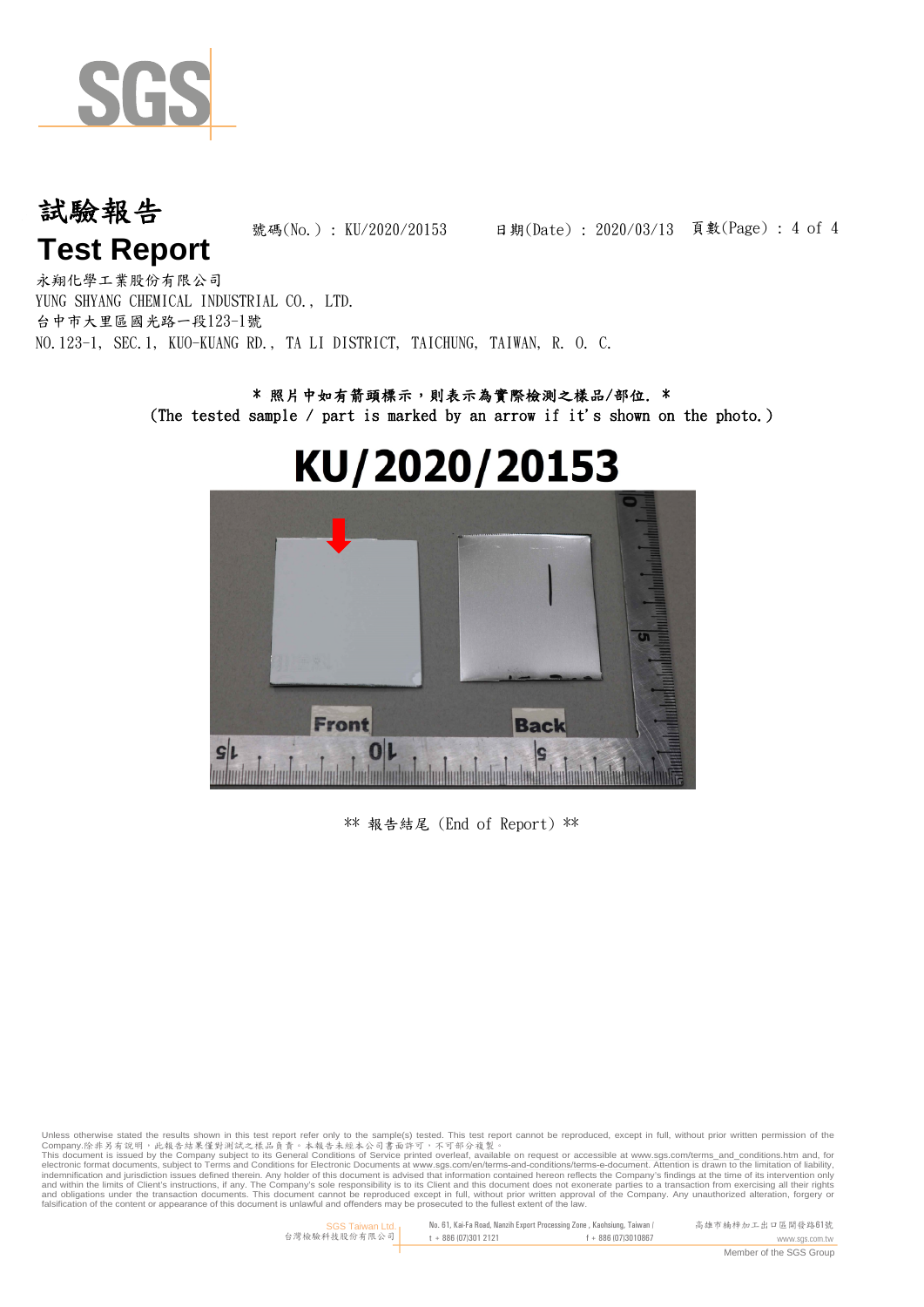# 試驗報告
# Test Report

號碼(No.) : KU/2020/20153　　日期(Date) : 2020/03/13

永翔化學工業股份有限公司
YUNG SHYANG CHEMICAL INDUSTRIAL CO., LTD.
台中市大里區國光路一段123-1號
NO.123-1, SEC.1, KUO-KUANG RD., TA LI DISTRICT, TAICHUNG, TAIWAN, R. O. C.

**\* 照片中如有箭頭標示，則表示為實際檢測之樣品/部位. \***
(The tested sample / part is marked by an arrow if it's shown on the photo.)

**KU/2020/20153**

Front

Back

** 報告結尾 (End of Report) **

Unless otherwise stated the results shown in this test report refer only to the sample(s) tested. This test report cannot be reproduced, except in full, without prior written permission of the Company.除非另有說明，此報告結果僅對測試之樣品負責。本報告未經本公司書面許可，不可部分複製。
This document is issued by the Company subject to its General Conditions of Service printed overleaf, available on request or accessible at www.sgs.com/terms_and_conditions.htm and, for electronic format documents, subject to Terms and Conditions for Electronic Documents at www.sgs.com/en/terms-and-conditions/terms-e-document. Attention is drawn to the limitation of liability, indemnification and jurisdiction issues defined therein. Any holder of this document is advised that information contained hereon reflects the Company's findings at the time of its intervention only and within the limits of Client's instructions, if any. The Company's sole responsibility is to its Client and this document does not exonerate parties to a transaction from exercising all their rights and obligations under the transaction documents. This document cannot be reproduced except in full, without prior written approval of the Company. Any unauthorized alteration, forgery or falsification of the content or appearance of this document is unlawful and offenders may be prosecuted to the fullest extent of the law.

SGS Taiwan Ltd. 台灣檢驗科技股份有限公司 | No. 61, Kai-Fa Road, Nanzih Export Processing Zone , Kaohsiung, Taiwan / 高雄市楠梓加工出口區開發路61號 | t + 886 (07)301 2121 | f + 886 (07)3010867 | www.sgs.com.tw

Member of the SGS Group